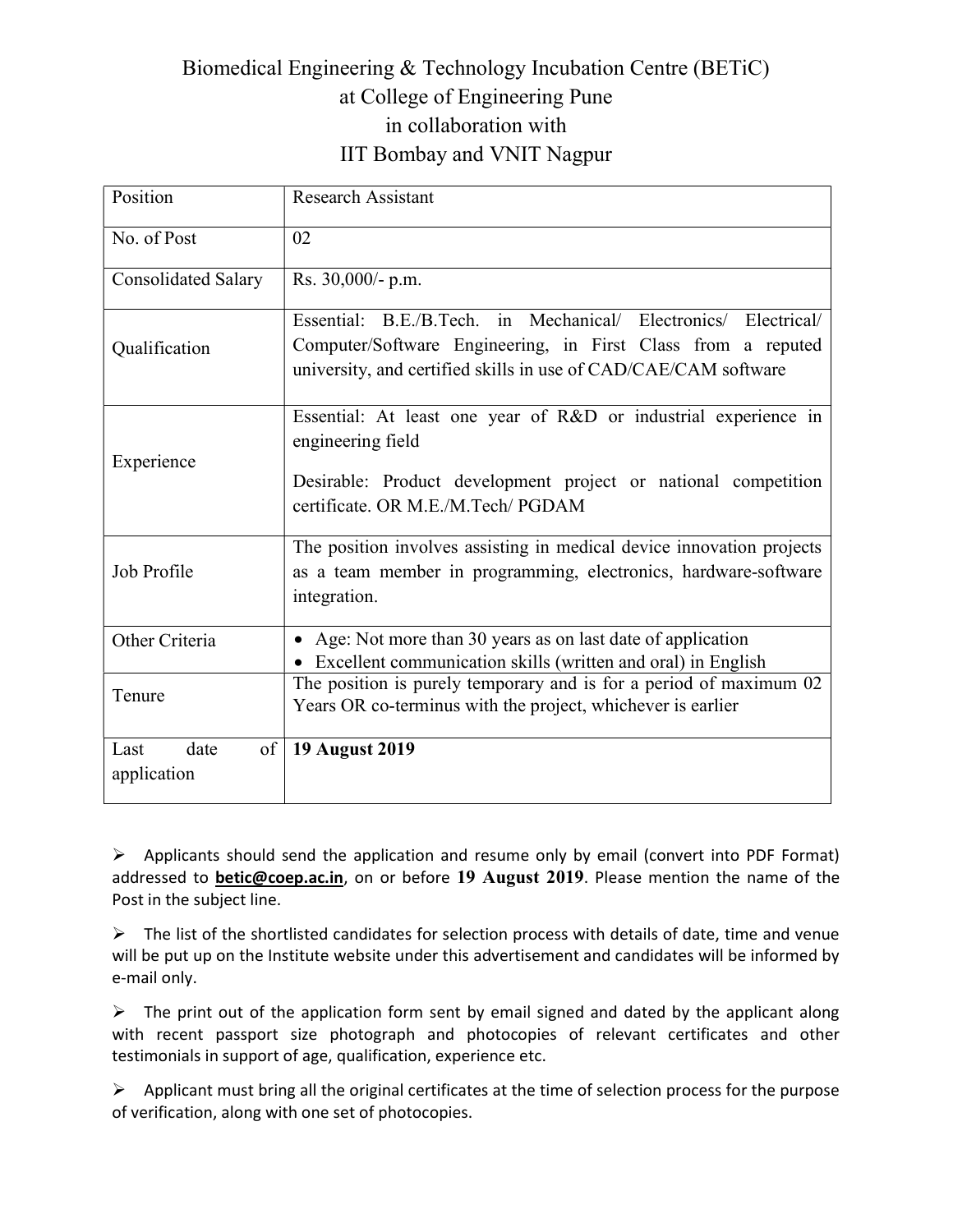# Biomedical Engineering & Technology Incubation Centre (BETiC) at College of Engineering Pune in collaboration with IIT Bombay and VNIT Nagpur

| Position | Research Assistant |
|---|---|
| No. of Post | 02 |
| Consolidated Salary | Rs. 30,000/- p.m. |
| Qualification | Essential: B.E./B.Tech. in Mechanical/ Electronics/ Electrical/ Computer/Software Engineering, in First Class from a reputed university, and certified skills in use of CAD/CAE/CAM software |
| Experience | Essential: At least one year of R&D or industrial experience in engineering field<br><br>Desirable: Product development project or national competition certificate. OR M.E./M.Tech/ PGDAM |
| Job Profile | The position involves assisting in medical device innovation projects as a team member in programming, electronics, hardware-software integration. |
| Other Criteria | • Age: Not more than 30 years as on last date of application<br>• Excellent communication skills (written and oral) in English |
| Tenure | The position is purely temporary and is for a period of maximum 02 Years OR co-terminus with the project, whichever is earlier |
| Last date of application | **19 August 2019** |

- Applicants should send the application and resume only by email (convert into PDF Format) addressed to **betic@coep.ac.in**, on or before **19 August 2019**. Please mention the name of the Post in the subject line.

- The list of the shortlisted candidates for selection process with details of date, time and venue will be put up on the Institute website under this advertisement and candidates will be informed by e-mail only.

- The print out of the application form sent by email signed and dated by the applicant along with recent passport size photograph and photocopies of relevant certificates and other testimonials in support of age, qualification, experience etc.

- Applicant must bring all the original certificates at the time of selection process for the purpose of verification, along with one set of photocopies.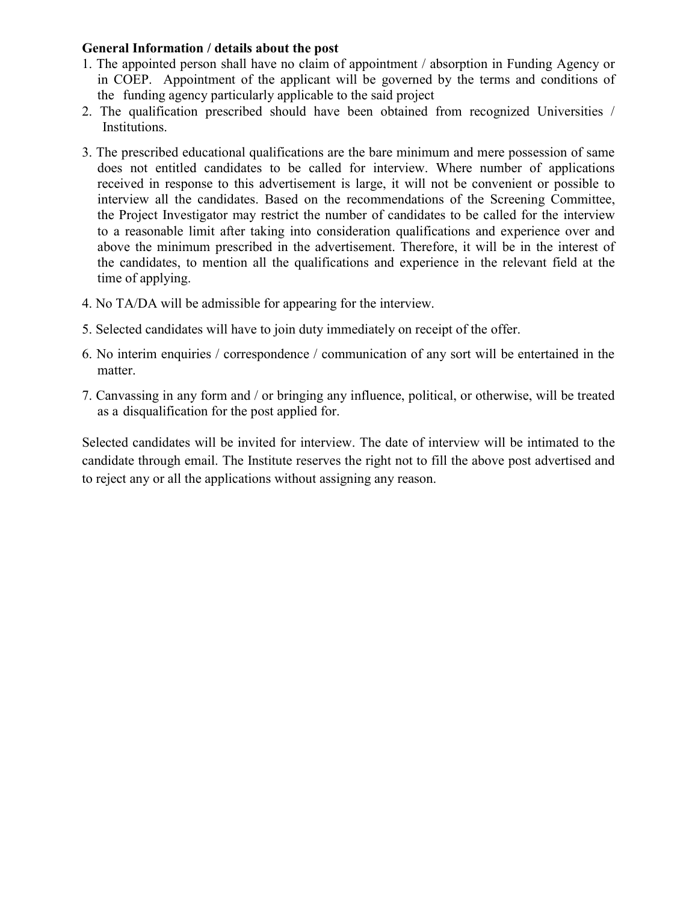**General Information / details about the post**

1. The appointed person shall have no claim of appointment / absorption in Funding Agency or in COEP. Appointment of the applicant will be governed by the terms and conditions of the funding agency particularly applicable to the said project
2. The qualification prescribed should have been obtained from recognized Universities / Institutions.
3. The prescribed educational qualifications are the bare minimum and mere possession of same does not entitled candidates to be called for interview. Where number of applications received in response to this advertisement is large, it will not be convenient or possible to interview all the candidates. Based on the recommendations of the Screening Committee, the Project Investigator may restrict the number of candidates to be called for the interview to a reasonable limit after taking into consideration qualifications and experience over and above the minimum prescribed in the advertisement. Therefore, it will be in the interest of the candidates, to mention all the qualifications and experience in the relevant field at the time of applying.
4. No TA/DA will be admissible for appearing for the interview.
5. Selected candidates will have to join duty immediately on receipt of the offer.
6. No interim enquiries / correspondence / communication of any sort will be entertained in the matter.
7. Canvassing in any form and / or bringing any influence, political, or otherwise, will be treated as a disqualification for the post applied for.

Selected candidates will be invited for interview. The date of interview will be intimated to the candidate through email. The Institute reserves the right not to fill the above post advertised and to reject any or all the applications without assigning any reason.